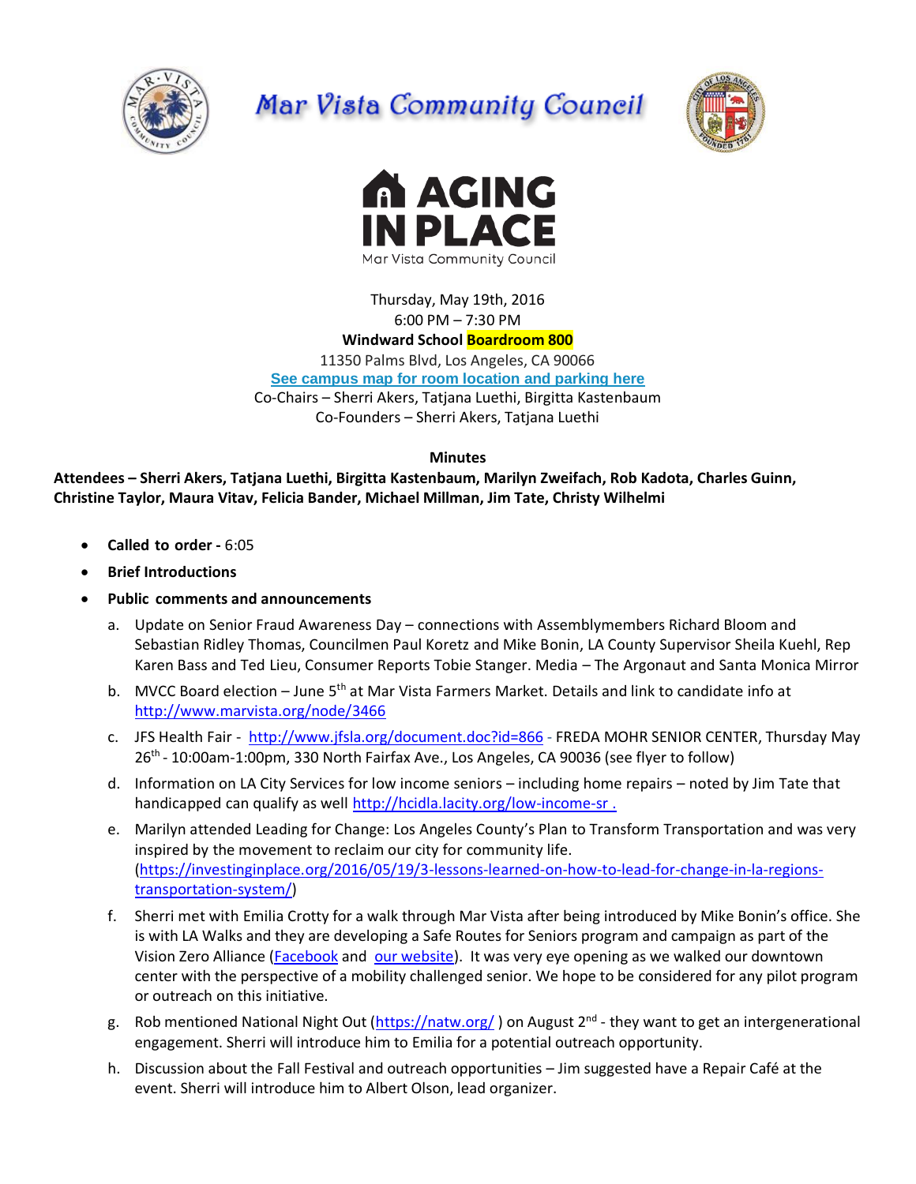# Mar Vista Community Council

## AGING IN PLACE

Mar Vista Community Council

Thursday, May 19th, 2016
6:00 PM – 7:30 PM
**Windward School Boardroom 800**
11350 Palms Blvd, Los Angeles, CA 90066
**See campus map for room location and parking here**
Co-Chairs – Sherri Akers, Tatjana Luethi, Birgitta Kastenbaum
Co-Founders – Sherri Akers, Tatjana Luethi

**Minutes**

**Attendees – Sherri Akers, Tatjana Luethi, Birgitta Kastenbaum, Marilyn Zweifach, Rob Kadota, Charles Guinn, Christine Taylor, Maura Vitav, Felicia Bander, Michael Millman, Jim Tate, Christy Wilhelmi**

- **Called to order -** 6:05
- **Brief Introductions**
- **Public comments and announcements**
  a. Update on Senior Fraud Awareness Day – connections with Assemblymembers Richard Bloom and Sebastian Ridley Thomas, Councilmen Paul Koretz and Mike Bonin, LA County Supervisor Sheila Kuehl, Rep Karen Bass and Ted Lieu, Consumer Reports Tobie Stanger. Media – The Argonaut and Santa Monica Mirror
  b. MVCC Board election – June 5th at Mar Vista Farmers Market. Details and link to candidate info at http://www.marvista.org/node/3466
  c. JFS Health Fair - http://www.jfsla.org/document.doc?id=866 - FREDA MOHR SENIOR CENTER, Thursday May 26th - 10:00am-1:00pm, 330 North Fairfax Ave., Los Angeles, CA 90036 (see flyer to follow)
  d. Information on LA City Services for low income seniors – including home repairs – noted by Jim Tate that handicapped can qualify as well http://hcidla.lacity.org/low-income-sr .
  e. Marilyn attended Leading for Change: Los Angeles County's Plan to Transform Transportation and was very inspired by the movement to reclaim our city for community life. (https://investinginplace.org/2016/05/19/3-lessons-learned-on-how-to-lead-for-change-in-la-regions-transportation-system/)
  f. Sherri met with Emilia Crotty for a walk through Mar Vista after being introduced by Mike Bonin's office. She is with LA Walks and they are developing a Safe Routes for Seniors program and campaign as part of the Vision Zero Alliance (Facebook and our website). It was very eye opening as we walked our downtown center with the perspective of a mobility challenged senior. We hope to be considered for any pilot program or outreach on this initiative.
  g. Rob mentioned National Night Out (https://natw.org/ ) on August 2nd - they want to get an intergenerational engagement. Sherri will introduce him to Emilia for a potential outreach opportunity.
  h. Discussion about the Fall Festival and outreach opportunities – Jim suggested have a Repair Café at the event. Sherri will introduce him to Albert Olson, lead organizer.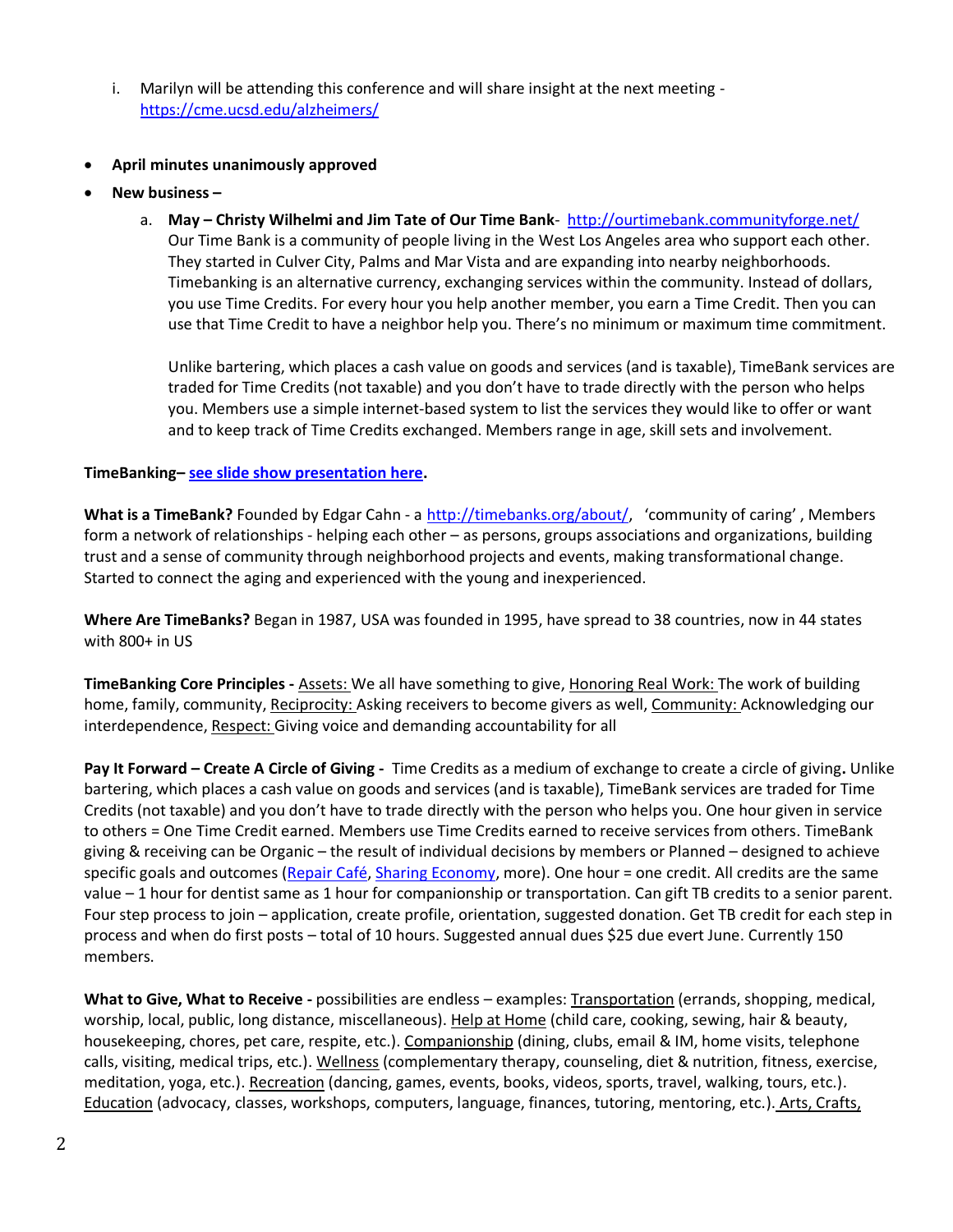i. Marilyn will be attending this conference and will share insight at the next meeting - https://cme.ucsd.edu/alzheimers/

- **April minutes unanimously approved**
- **New business –**
  a. **May – Christy Wilhelmi and Jim Tate of Our Time Bank**- http://ourtimebank.communityforge.net/
  Our Time Bank is a community of people living in the West Los Angeles area who support each other. They started in Culver City, Palms and Mar Vista and are expanding into nearby neighborhoods. Timebanking is an alternative currency, exchanging services within the community. Instead of dollars, you use Time Credits. For every hour you help another member, you earn a Time Credit. Then you can use that Time Credit to have a neighbor help you. There's no minimum or maximum time commitment.

  Unlike bartering, which places a cash value on goods and services (and is taxable), TimeBank services are traded for Time Credits (not taxable) and you don't have to trade directly with the person who helps you. Members use a simple internet-based system to list the services they would like to offer or want and to keep track of Time Credits exchanged. Members range in age, skill sets and involvement.

**TimeBanking– see slide show presentation here.**

**What is a TimeBank?** Founded by Edgar Cahn - a http://timebanks.org/about/, 'community of caring' , Members form a network of relationships - helping each other – as persons, groups associations and organizations, building trust and a sense of community through neighborhood projects and events, making transformational change. Started to connect the aging and experienced with the young and inexperienced.

**Where Are TimeBanks?** Began in 1987, USA was founded in 1995, have spread to 38 countries, now in 44 states with 800+ in US

**TimeBanking Core Principles -** Assets: We all have something to give, Honoring Real Work: The work of building home, family, community, Reciprocity: Asking receivers to become givers as well, Community: Acknowledging our interdependence, Respect: Giving voice and demanding accountability for all

**Pay It Forward – Create A Circle of Giving -** Time Credits as a medium of exchange to create a circle of giving**.** Unlike bartering, which places a cash value on goods and services (and is taxable), TimeBank services are traded for Time Credits (not taxable) and you don't have to trade directly with the person who helps you. One hour given in service to others = One Time Credit earned. Members use Time Credits earned to receive services from others. TimeBank giving & receiving can be Organic – the result of individual decisions by members or Planned – designed to achieve specific goals and outcomes (Repair Café, Sharing Economy, more). One hour = one credit. All credits are the same value – 1 hour for dentist same as 1 hour for companionship or transportation. Can gift TB credits to a senior parent. Four step process to join – application, create profile, orientation, suggested donation. Get TB credit for each step in process and when do first posts – total of 10 hours. Suggested annual dues $25 due evert June. Currently 150 members.

**What to Give, What to Receive -** possibilities are endless – examples: Transportation (errands, shopping, medical, worship, local, public, long distance, miscellaneous). Help at Home (child care, cooking, sewing, hair & beauty, housekeeping, chores, pet care, respite, etc.). Companionship (dining, clubs, email & IM, home visits, telephone calls, visiting, medical trips, etc.). Wellness (complementary therapy, counseling, diet & nutrition, fitness, exercise, meditation, yoga, etc.). Recreation (dancing, games, events, books, videos, sports, travel, walking, tours, etc.). Education (advocacy, classes, workshops, computers, language, finances, tutoring, mentoring, etc.). Arts, Crafts,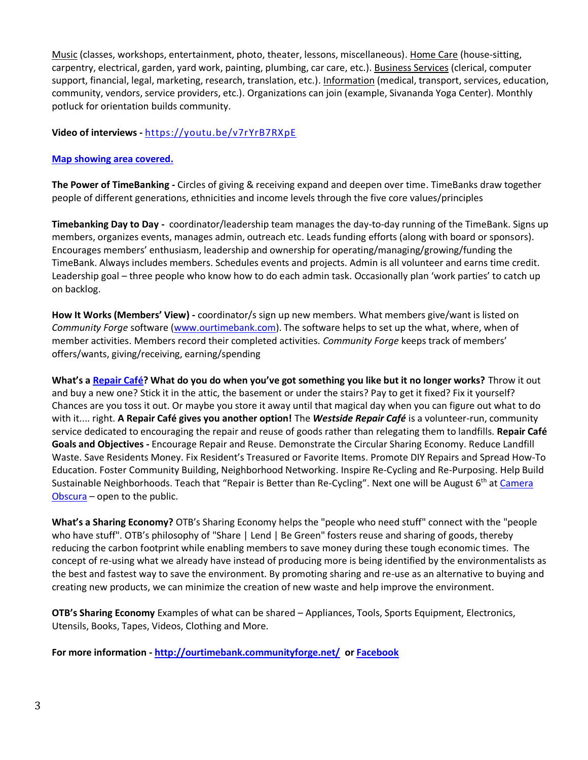<u>Music</u> (classes, workshops, entertainment, photo, theater, lessons, miscellaneous). <u>Home Care</u> (house-sitting, carpentry, electrical, garden, yard work, painting, plumbing, car care, etc.). <u>Business Services</u> (clerical, computer support, financial, legal, marketing, research, translation, etc.). <u>Information</u> (medical, transport, services, education, community, vendors, service providers, etc.). Organizations can join (example, Sivananda Yoga Center). Monthly potluck for orientation builds community.

**Video of interviews -** [https://youtu.be/v7rYrB7RXpE](https://youtu.be/v7rYrB7RXpE)

**[Map showing area covered.]()**

**The Power of TimeBanking -** Circles of giving & receiving expand and deepen over time. TimeBanks draw together people of different generations, ethnicities and income levels through the five core values/principles

**Timebanking Day to Day -** coordinator/leadership team manages the day-to-day running of the TimeBank. Signs up members, organizes events, manages admin, outreach etc. Leads funding efforts (along with board or sponsors). Encourages members' enthusiasm, leadership and ownership for operating/managing/growing/funding the TimeBank. Always includes members. Schedules events and projects. Admin is all volunteer and earns time credit. Leadership goal – three people who know how to do each admin task. Occasionally plan 'work parties' to catch up on backlog.

**How It Works (Members' View) -** coordinator/s sign up new members. What members give/want is listed on *Community Forge* software ([www.ourtimebank.com](www.ourtimebank.com)). The software helps to set up the what, where, when of member activities. Members record their completed activities. *Community Forge* keeps track of members' offers/wants, giving/receiving, earning/spending

**What's a [Repair Café]()? What do you do when you've got something you like but it no longer works?** Throw it out and buy a new one? Stick it in the attic, the basement or under the stairs? Pay to get it fixed? Fix it yourself? Chances are you toss it out. Or maybe you store it away until that magical day when you can figure out what to do with it.... right. **A Repair Café gives you another option!** The ***Westside Repair Café*** is a volunteer-run, community service dedicated to encouraging the repair and reuse of goods rather than relegating them to landfills. **Repair Café Goals and Objectives -** Encourage Repair and Reuse. Demonstrate the Circular Sharing Economy. Reduce Landfill Waste. Save Residents Money. Fix Resident's Treasured or Favorite Items. Promote DIY Repairs and Spread How-To Education. Foster Community Building, Neighborhood Networking. Inspire Re-Cycling and Re-Purposing. Help Build Sustainable Neighborhoods. Teach that "Repair is Better than Re-Cycling". Next one will be August 6th at [Camera Obscura]() – open to the public.

**What's a Sharing Economy?** OTB's Sharing Economy helps the "people who need stuff" connect with the "people who have stuff". OTB's philosophy of "Share | Lend | Be Green" fosters reuse and sharing of goods, thereby reducing the carbon footprint while enabling members to save money during these tough economic times. The concept of re-using what we already have instead of producing more is being identified by the environmentalists as the best and fastest way to save the environment. By promoting sharing and re-use as an alternative to buying and creating new products, we can minimize the creation of new waste and help improve the environment.

**OTB's Sharing Economy** Examples of what can be shared – Appliances, Tools, Sports Equipment, Electronics, Utensils, Books, Tapes, Videos, Clothing and More.

**For more information - [http://ourtimebank.communityforge.net/](http://ourtimebank.communityforge.net/) or [Facebook]()**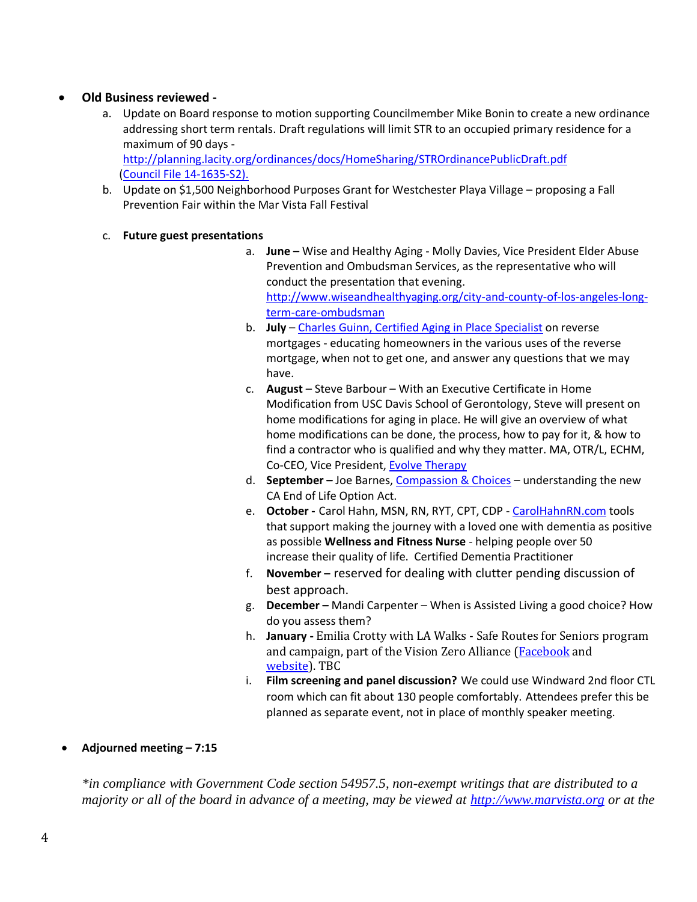- **Old Business reviewed -**
    a. Update on Board response to motion supporting Councilmember Mike Bonin to create a new ordinance addressing short term rentals. Draft regulations will limit STR to an occupied primary residence for a maximum of 90 days - http://planning.lacity.org/ordinances/docs/HomeSharing/STROrdinancePublicDraft.pdf (Council File 14-1635-S2).
    b. Update on $1,500 Neighborhood Purposes Grant for Westchester Playa Village – proposing a Fall Prevention Fair within the Mar Vista Fall Festival

    c. **Future guest presentations**
        a. **June –** Wise and Healthy Aging - Molly Davies, Vice President Elder Abuse Prevention and Ombudsman Services, as the representative who will conduct the presentation that evening. http://www.wiseandhealthyaging.org/city-and-county-of-los-angeles-long-term-care-ombudsman
        b. **July** – Charles Guinn, Certified Aging in Place Specialist on reverse mortgages - educating homeowners in the various uses of the reverse mortgage, when not to get one, and answer any questions that we may have.
        c. **August** – Steve Barbour – With an Executive Certificate in Home Modification from USC Davis School of Gerontology, Steve will present on home modifications for aging in place. He will give an overview of what home modifications can be done, the process, how to pay for it, & how to find a contractor who is qualified and why they matter. MA, OTR/L, ECHM, Co-CEO, Vice President, Evolve Therapy
        d. **September –** Joe Barnes, Compassion & Choices – understanding the new CA End of Life Option Act.
        e. **October -** Carol Hahn, MSN, RN, RYT, CPT, CDP - CarolHahnRN.com tools that support making the journey with a loved one with dementia as positive as possible **Wellness and Fitness Nurse** - helping people over 50 increase their quality of life. Certified Dementia Practitioner
        f. **November –** reserved for dealing with clutter pending discussion of best approach.
        g. **December –** Mandi Carpenter – When is Assisted Living a good choice? How do you assess them?
        h. **January -** Emilia Crotty with LA Walks - Safe Routes for Seniors program and campaign, part of the Vision Zero Alliance (Facebook and website). TBC
        i. **Film screening and panel discussion?** We could use Windward 2nd floor CTL room which can fit about 130 people comfortably. Attendees prefer this be planned as separate event, not in place of monthly speaker meeting.

- **Adjourned meeting – 7:15**

*\*in compliance with Government Code section 54957.5, non-exempt writings that are distributed to a majority or all of the board in advance of a meeting, may be viewed at http://www.marvista.org or at the*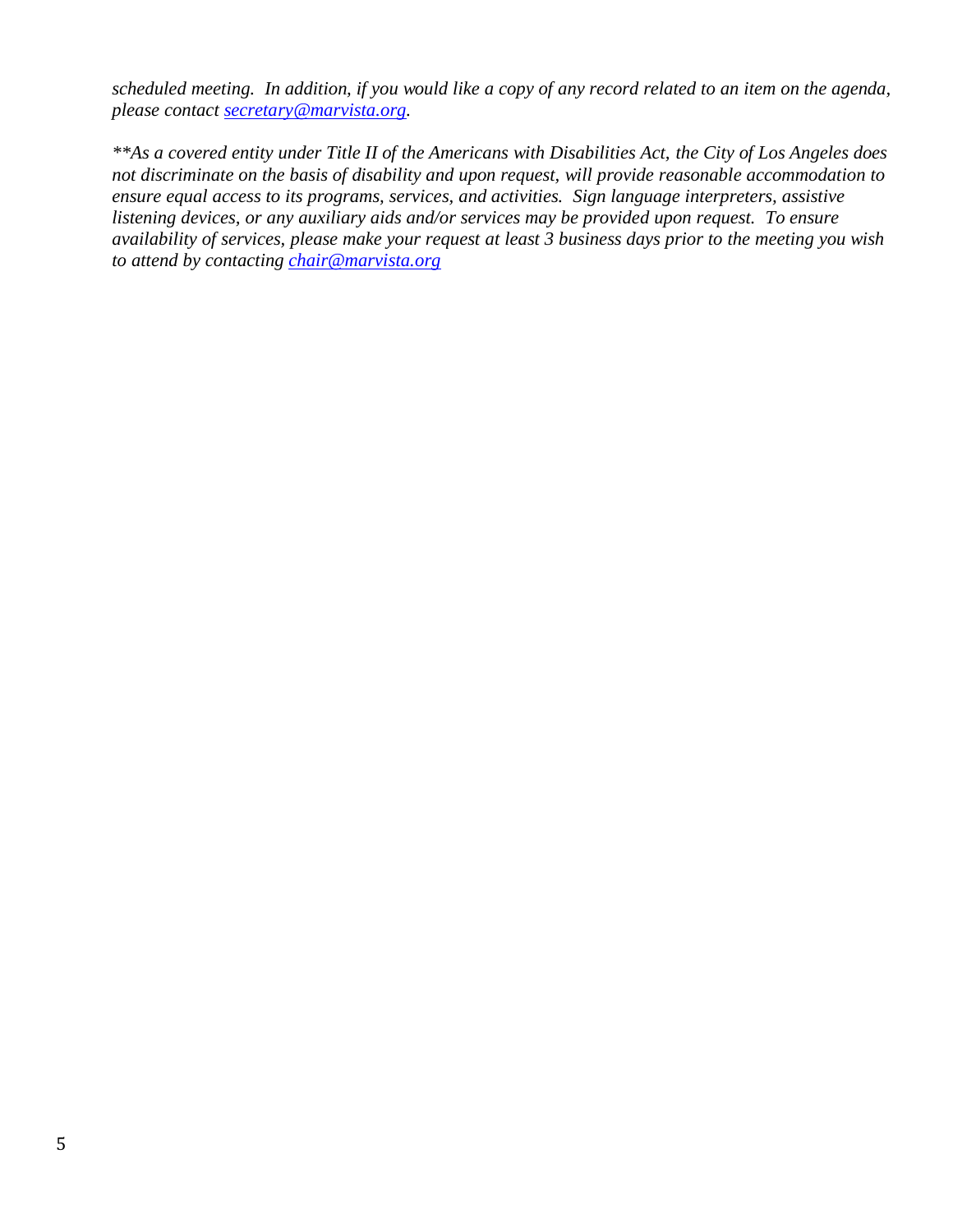*scheduled meeting. In addition, if you would like a copy of any record related to an item on the agenda, please contact secretary@marvista.org.*

*\*\*As a covered entity under Title II of the Americans with Disabilities Act, the City of Los Angeles does not discriminate on the basis of disability and upon request, will provide reasonable accommodation to ensure equal access to its programs, services, and activities. Sign language interpreters, assistive listening devices, or any auxiliary aids and/or services may be provided upon request. To ensure availability of services, please make your request at least 3 business days prior to the meeting you wish to attend by contacting chair@marvista.org*